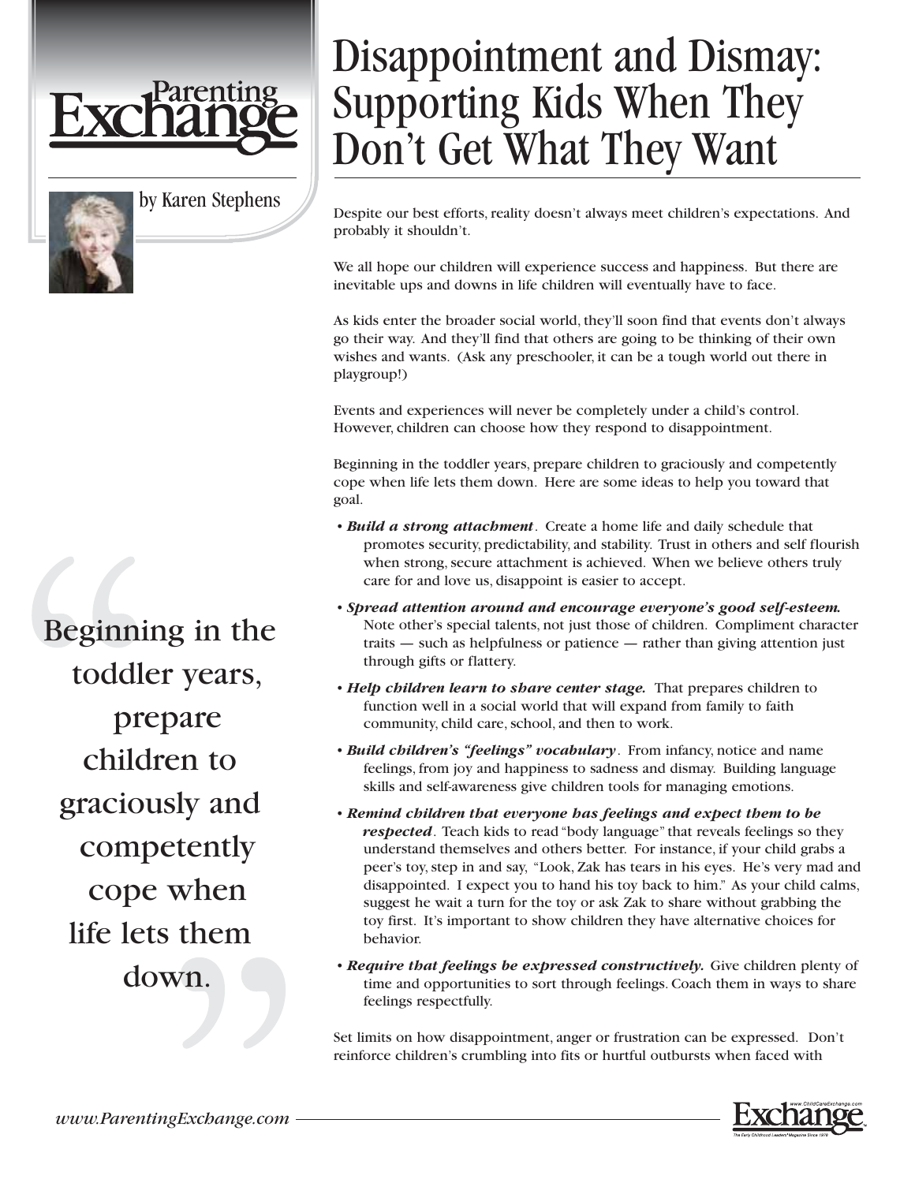# Disappointment and Dismay: Supporting Kids When They Don't Get What They Want

by Karen Stephens

Despite our best efforts, reality doesn't always meet children's expectations. And probably it shouldn't.

We all hope our children will experience success and happiness. But there are inevitable ups and downs in life children will eventually have to face.

As kids enter the broader social world, they'll soon find that events don't always go their way. And they'll find that others are going to be thinking of their own wishes and wants. (Ask any preschooler, it can be a tough world out there in playgroup!)

Events and experiences will never be completely under a child's control. However, children can choose how they respond to disappointment.

Beginning in the toddler years, prepare children to graciously and competently cope when life lets them down. Here are some ideas to help you toward that goal.

> "Beginning in the toddler years, prepare children to graciously and competently cope when life lets them down."

- ***Build a strong attachment***. Create a home life and daily schedule that promotes security, predictability, and stability. Trust in others and self flourish when strong, secure attachment is achieved. When we believe others truly care for and love us, disappoint is easier to accept.
- ***Spread attention around and encourage everyone's good self-esteem.*** Note other's special talents, not just those of children. Compliment character traits — such as helpfulness or patience — rather than giving attention just through gifts or flattery.
- ***Help children learn to share center stage.*** That prepares children to function well in a social world that will expand from family to faith community, child care, school, and then to work.
- ***Build children's "feelings" vocabulary***. From infancy, notice and name feelings, from joy and happiness to sadness and dismay. Building language skills and self-awareness give children tools for managing emotions.
- ***Remind children that everyone has feelings and expect them to be respected***. Teach kids to read "body language" that reveals feelings so they understand themselves and others better. For instance, if your child grabs a peer's toy, step in and say, "Look, Zak has tears in his eyes. He's very mad and disappointed. I expect you to hand his toy back to him." As your child calms, suggest he wait a turn for the toy or ask Zak to share without grabbing the toy first. It's important to show children they have alternative choices for behavior.
- ***Require that feelings be expressed constructively.*** Give children plenty of time and opportunities to sort through feelings. Coach them in ways to share feelings respectfully.

Set limits on how disappointment, anger or frustration can be expressed. Don't reinforce children's crumbling into fits or hurtful outbursts when faced with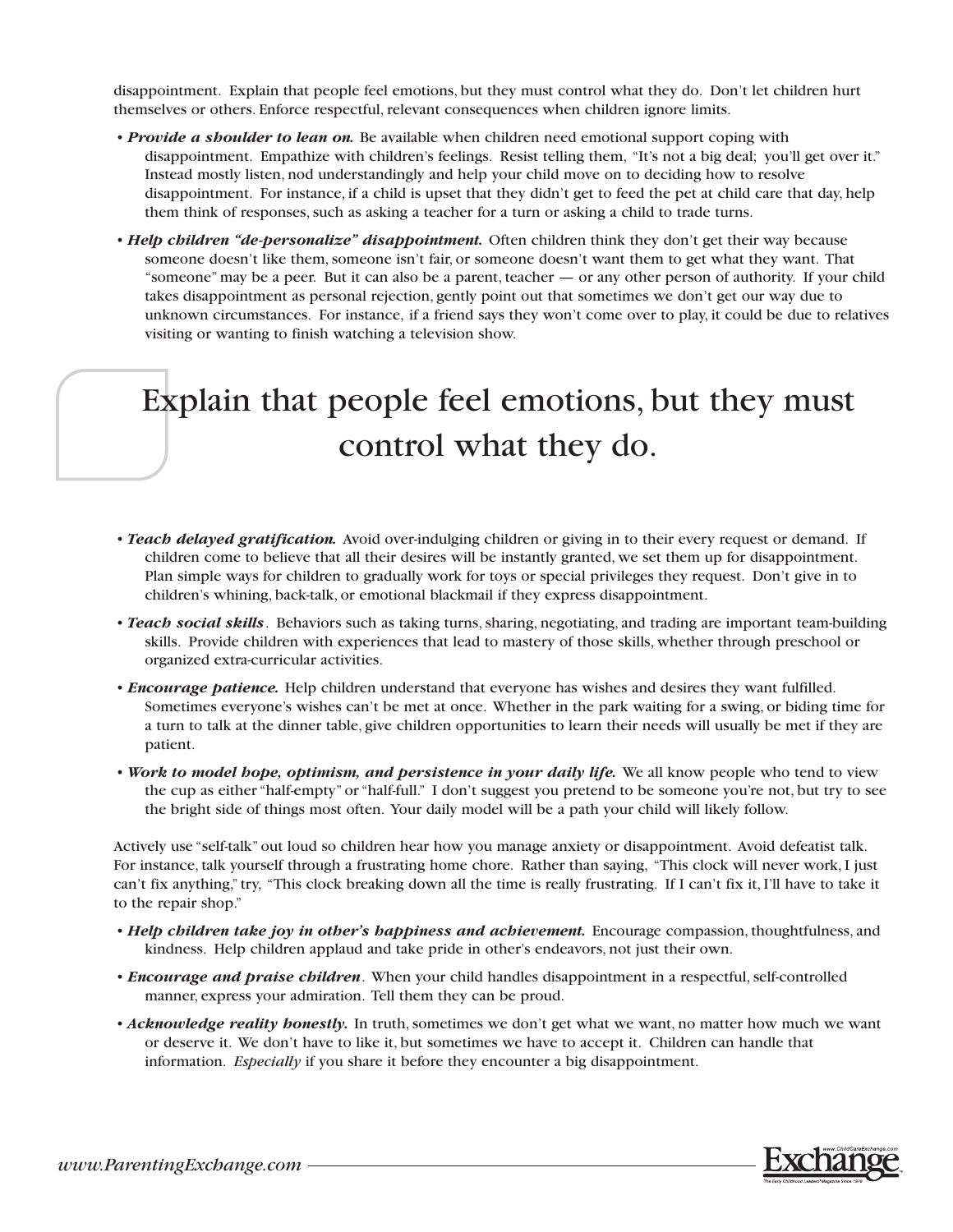disappointment. Explain that people feel emotions, but they must control what they do. Don't let children hurt themselves or others. Enforce respectful, relevant consequences when children ignore limits.

- ***Provide a shoulder to lean on.*** Be available when children need emotional support coping with disappointment. Empathize with children's feelings. Resist telling them, "It's not a big deal; you'll get over it." Instead mostly listen, nod understandingly and help your child move on to deciding how to resolve disappointment. For instance, if a child is upset that they didn't get to feed the pet at child care that day, help them think of responses, such as asking a teacher for a turn or asking a child to trade turns.
- ***Help children "de-personalize" disappointment.*** Often children think they don't get their way because someone doesn't like them, someone isn't fair, or someone doesn't want them to get what they want. That "someone" may be a peer. But it can also be a parent, teacher — or any other person of authority. If your child takes disappointment as personal rejection, gently point out that sometimes we don't get our way due to unknown circumstances. For instance, if a friend says they won't come over to play, it could be due to relatives visiting or wanting to finish watching a television show.

> Explain that people feel emotions, but they must control what they do.

- ***Teach delayed gratification.*** Avoid over-indulging children or giving in to their every request or demand. If children come to believe that all their desires will be instantly granted, we set them up for disappointment. Plan simple ways for children to gradually work for toys or special privileges they request. Don't give in to children's whining, back-talk, or emotional blackmail if they express disappointment.
- ***Teach social skills***. Behaviors such as taking turns, sharing, negotiating, and trading are important team-building skills. Provide children with experiences that lead to mastery of those skills, whether through preschool or organized extra-curricular activities.
- ***Encourage patience.*** Help children understand that everyone has wishes and desires they want fulfilled. Sometimes everyone's wishes can't be met at once. Whether in the park waiting for a swing, or biding time for a turn to talk at the dinner table, give children opportunities to learn their needs will usually be met if they are patient.
- ***Work to model hope, optimism, and persistence in your daily life.*** We all know people who tend to view the cup as either "half-empty" or "half-full." I don't suggest you pretend to be someone you're not, but try to see the bright side of things most often. Your daily model will be a path your child will likely follow.

Actively use "self-talk" out loud so children hear how you manage anxiety or disappointment. Avoid defeatist talk. For instance, talk yourself through a frustrating home chore. Rather than saying, "This clock will never work, I just can't fix anything," try, "This clock breaking down all the time is really frustrating. If I can't fix it, I'll have to take it to the repair shop."

- ***Help children take joy in other's happiness and achievement.*** Encourage compassion, thoughtfulness, and kindness. Help children applaud and take pride in other's endeavors, not just their own.
- ***Encourage and praise children***. When your child handles disappointment in a respectful, self-controlled manner, express your admiration. Tell them they can be proud.
- ***Acknowledge reality honestly.*** In truth, sometimes we don't get what we want, no matter how much we want or deserve it. We don't have to like it, but sometimes we have to accept it. Children can handle that information. *Especially* if you share it before they encounter a big disappointment.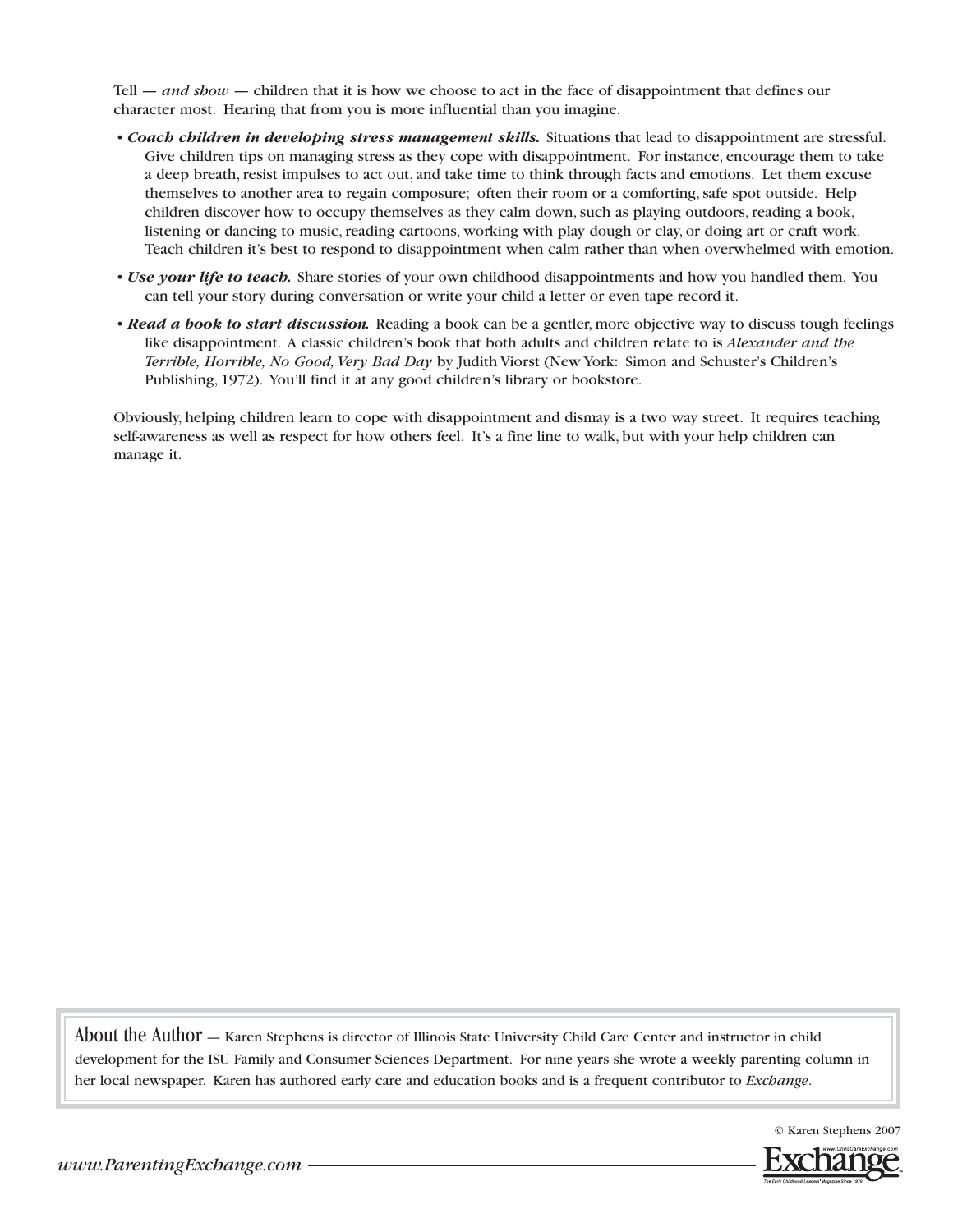Tell — *and show* — children that it is how we choose to act in the face of disappointment that defines our character most. Hearing that from you is more influential than you imagine.

- ***Coach children in developing stress management skills.*** Situations that lead to disappointment are stressful. Give children tips on managing stress as they cope with disappointment. For instance, encourage them to take a deep breath, resist impulses to act out, and take time to think through facts and emotions. Let them excuse themselves to another area to regain composure; often their room or a comforting, safe spot outside. Help children discover how to occupy themselves as they calm down, such as playing outdoors, reading a book, listening or dancing to music, reading cartoons, working with play dough or clay, or doing art or craft work. Teach children it's best to respond to disappointment when calm rather than when overwhelmed with emotion.
- ***Use your life to teach.*** Share stories of your own childhood disappointments and how you handled them. You can tell your story during conversation or write your child a letter or even tape record it.
- ***Read a book to start discussion.*** Reading a book can be a gentler, more objective way to discuss tough feelings like disappointment. A classic children's book that both adults and children relate to is *Alexander and the Terrible, Horrible, No Good, Very Bad Day* by Judith Viorst (New York: Simon and Schuster's Children's Publishing, 1972). You'll find it at any good children's library or bookstore.

Obviously, helping children learn to cope with disappointment and dismay is a two way street. It requires teaching self-awareness as well as respect for how others feel. It's a fine line to walk, but with your help children can manage it.

About the Author — Karen Stephens is director of Illinois State University Child Care Center and instructor in child development for the ISU Family and Consumer Sciences Department. For nine years she wrote a weekly parenting column in her local newspaper. Karen has authored early care and education books and is a frequent contributor to *Exchange*.

© Karen Stephens 2007